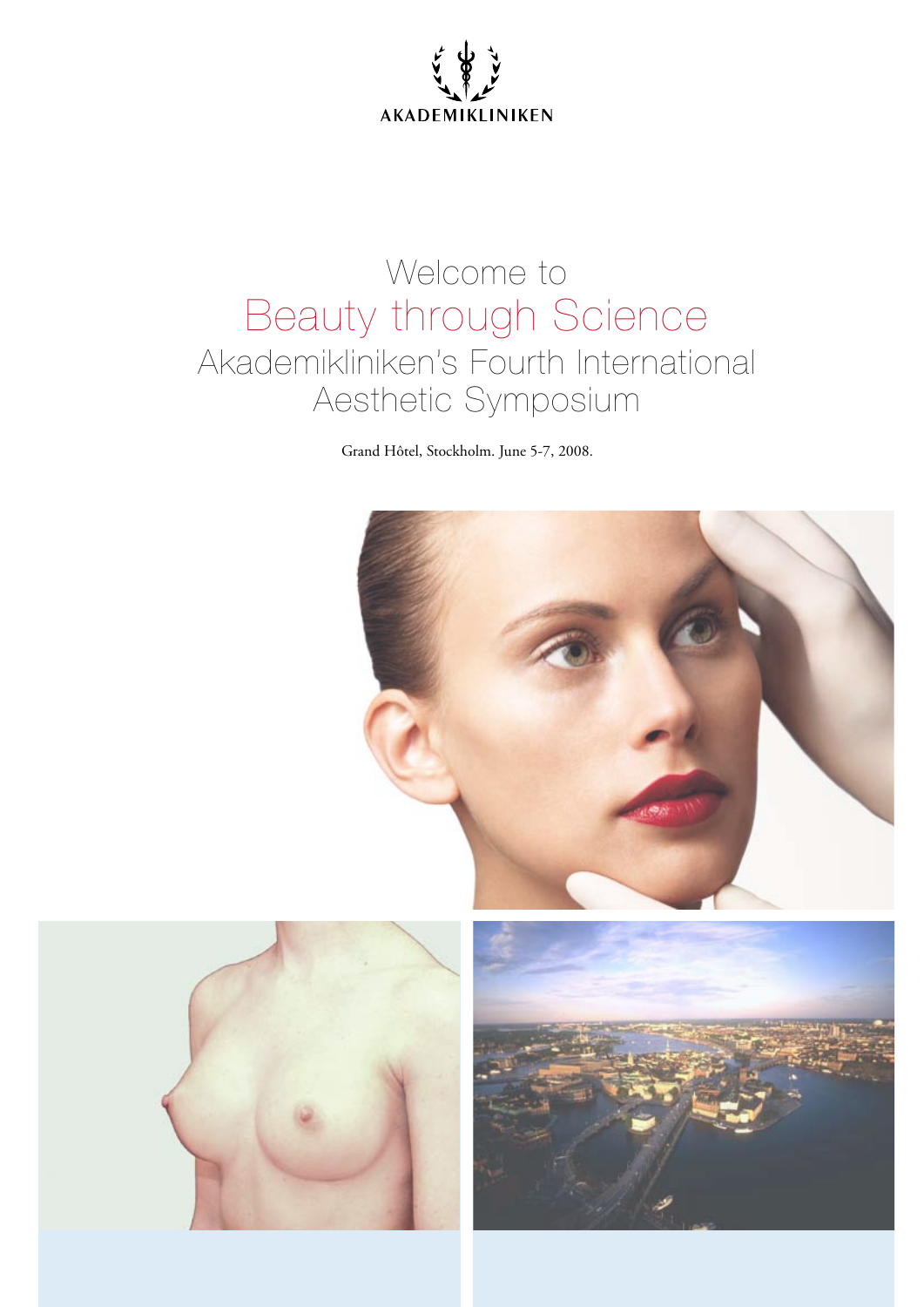AKADEMIKLINIKEN

# Welcome to
# Beauty through Science
## Akademikliniken's Fourth International Aesthetic Symposium

Grand Hôtel, Stockholm. June 5-7, 2008.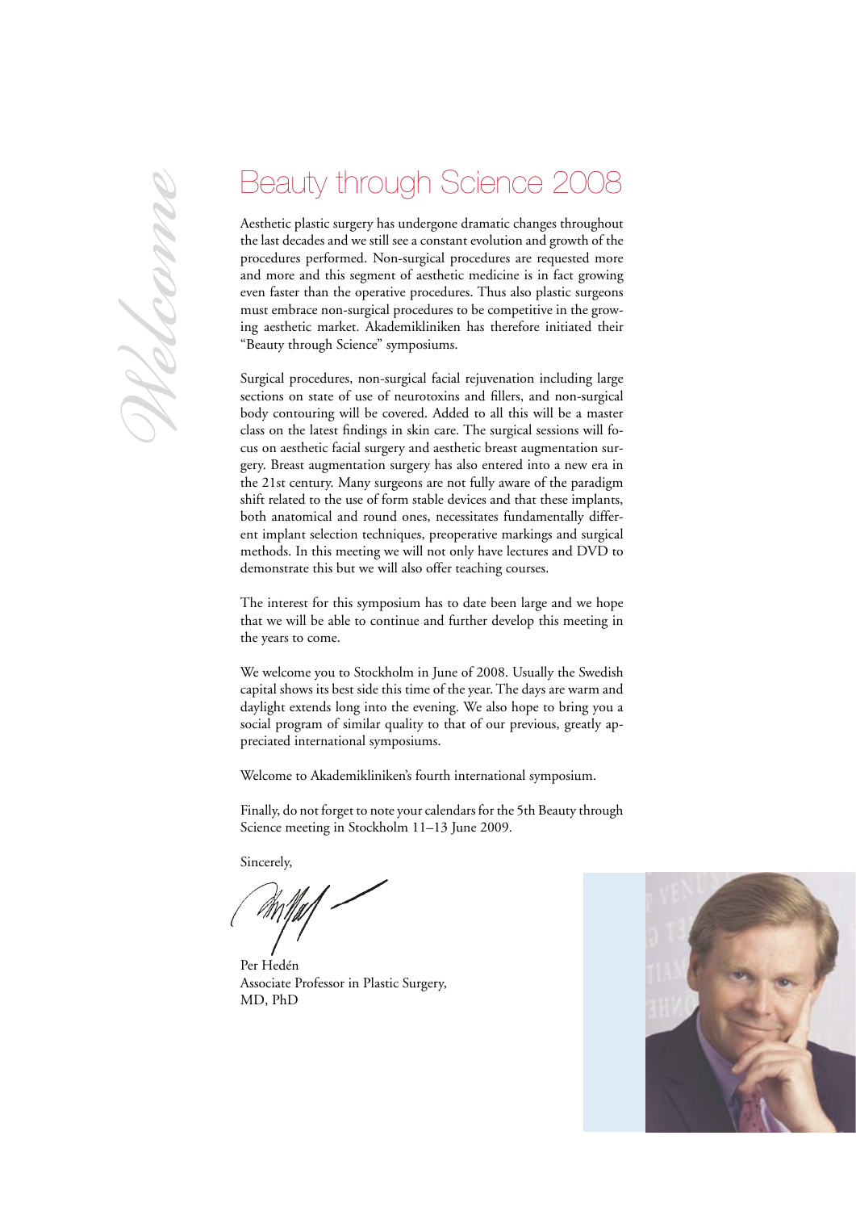*Welcome*

# Beauty through Science 2008

Aesthetic plastic surgery has undergone dramatic changes throughout the last decades and we still see a constant evolution and growth of the procedures performed. Non-surgical procedures are requested more and more and this segment of aesthetic medicine is in fact growing even faster than the operative procedures. Thus also plastic surgeons must embrace non-surgical procedures to be competitive in the growing aesthetic market. Akademikliniken has therefore initiated their "Beauty through Science" symposiums.

Surgical procedures, non-surgical facial rejuvenation including large sections on state of use of neurotoxins and fillers, and non-surgical body contouring will be covered. Added to all this will be a master class on the latest findings in skin care. The surgical sessions will focus on aesthetic facial surgery and aesthetic breast augmentation surgery. Breast augmentation surgery has also entered into a new era in the 21st century. Many surgeons are not fully aware of the paradigm shift related to the use of form stable devices and that these implants, both anatomical and round ones, necessitates fundamentally different implant selection techniques, preoperative markings and surgical methods. In this meeting we will not only have lectures and DVD to demonstrate this but we will also offer teaching courses.

The interest for this symposium has to date been large and we hope that we will be able to continue and further develop this meeting in the years to come.

We welcome you to Stockholm in June of 2008. Usually the Swedish capital shows its best side this time of the year. The days are warm and daylight extends long into the evening. We also hope to bring you a social program of similar quality to that of our previous, greatly appreciated international symposiums.

Welcome to Akademikliniken's fourth international symposium.

Finally, do not forget to note your calendars for the 5th Beauty through Science meeting in Stockholm 11–13 June 2009.

Sincerely,

Per Hedén
Associate Professor in Plastic Surgery,
MD, PhD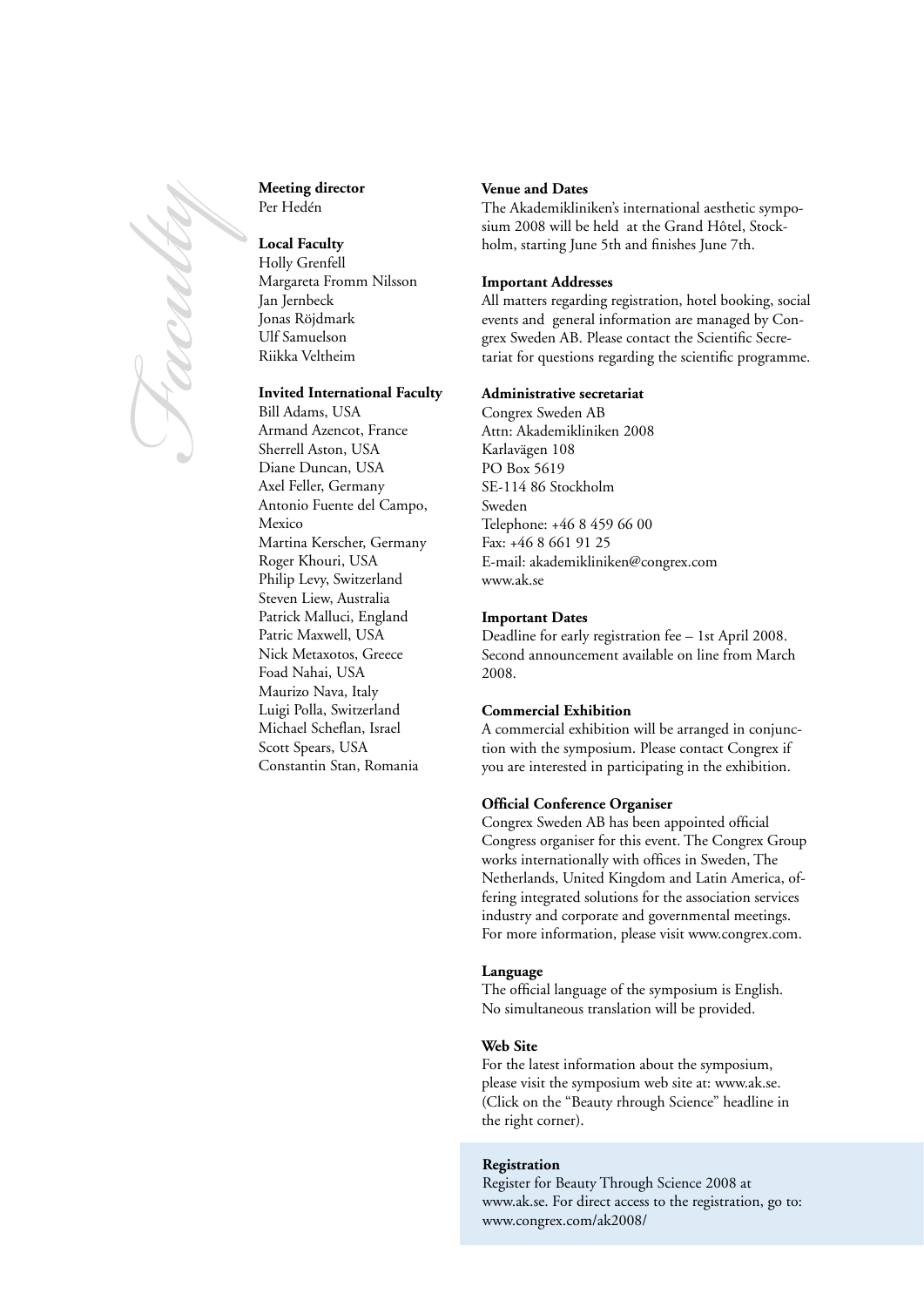# Faculty

**Meeting director**
Per Hedén

**Local Faculty**
Holly Grenfell
Margareta Fromm Nilsson
Jan Jernbeck
Jonas Röjdmark
Ulf Samuelson
Riikka Veltheim

**Invited International Faculty**
Bill Adams, USA
Armand Azencot, France
Sherrell Aston, USA
Diane Duncan, USA
Axel Feller, Germany
Antonio Fuente del Campo, Mexico
Martina Kerscher, Germany
Roger Khouri, USA
Philip Levy, Switzerland
Steven Liew, Australia
Patrick Malluci, England
Patric Maxwell, USA
Nick Metaxotos, Greece
Foad Nahai, USA
Maurizo Nava, Italy
Luigi Polla, Switzerland
Michael Scheflan, Israel
Scott Spears, USA
Constantin Stan, Romania

**Venue and Dates**
The Akademikliniken's international aesthetic symposium 2008 will be held at the Grand Hôtel, Stockholm, starting June 5th and finishes June 7th.

**Important Addresses**
All matters regarding registration, hotel booking, social events and general information are managed by Congrex Sweden AB. Please contact the Scientific Secretariat for questions regarding the scientific programme.

**Administrative secretariat**
Congrex Sweden AB
Attn: Akademikliniken 2008
Karlavägen 108
PO Box 5619
SE-114 86 Stockholm
Sweden
Telephone: +46 8 459 66 00
Fax: +46 8 661 91 25
E-mail: akademikliniken@congrex.com
www.ak.se

**Important Dates**
Deadline for early registration fee – 1st April 2008. Second announcement available on line from March 2008.

**Commercial Exhibition**
A commercial exhibition will be arranged in conjunction with the symposium. Please contact Congrex if you are interested in participating in the exhibition.

**Official Conference Organiser**
Congrex Sweden AB has been appointed official Congress organiser for this event. The Congrex Group works internationally with offices in Sweden, The Netherlands, United Kingdom and Latin America, offering integrated solutions for the association services industry and corporate and governmental meetings. For more information, please visit www.congrex.com.

**Language**
The official language of the symposium is English. No simultaneous translation will be provided.

**Web Site**
For the latest information about the symposium, please visit the symposium web site at: www.ak.se. (Click on the "Beauty rhrough Science" headline in the right corner).

**Registration**
Register for Beauty Through Science 2008 at www.ak.se. For direct access to the registration, go to: www.congrex.com/ak2008/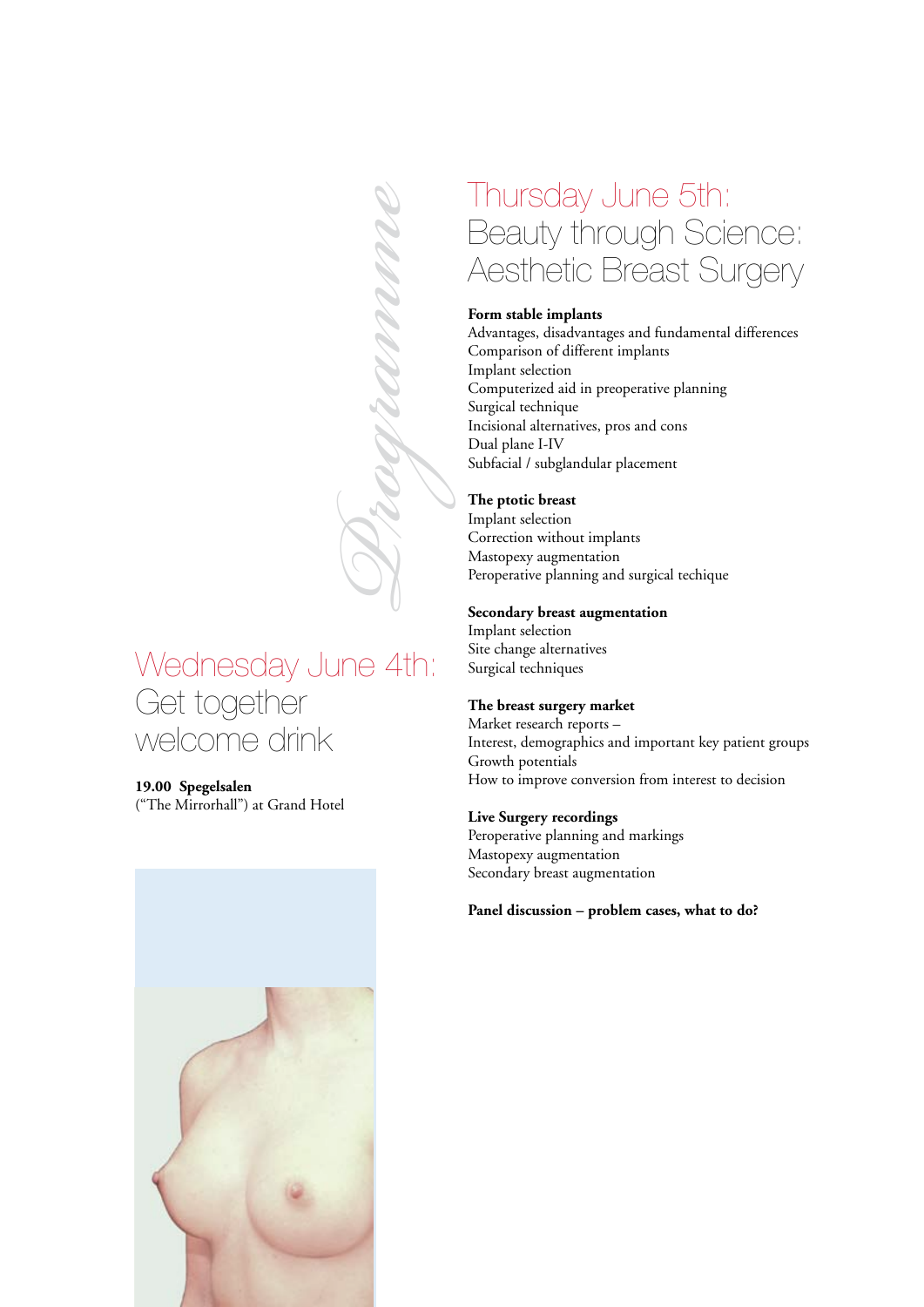*Programme*

# Wednesday June 4th: Get together welcome drink

**19.00 Spegelsalen**
("The Mirrorhall") at Grand Hotel

# Thursday June 5th: Beauty through Science: Aesthetic Breast Surgery

**Form stable implants**
Advantages, disadvantages and fundamental differences
Comparison of different implants
Implant selection
Computerized aid in preoperative planning
Surgical technique
Incisional alternatives, pros and cons
Dual plane I-IV
Subfacial / subglandular placement

**The ptotic breast**
Implant selection
Correction without implants
Mastopexy augmentation
Peroperative planning and surgical techique

**Secondary breast augmentation**
Implant selection
Site change alternatives
Surgical techniques

**The breast surgery market**
Market research reports –
Interest, demographics and important key patient groups
Growth potentials
How to improve conversion from interest to decision

**Live Surgery recordings**
Peroperative planning and markings
Mastopexy augmentation
Secondary breast augmentation

**Panel discussion – problem cases, what to do?**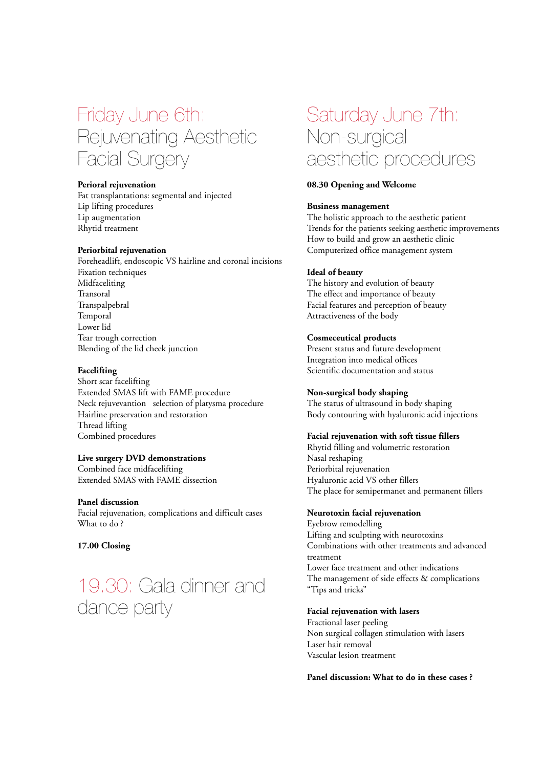# Friday June 6th: Rejuvenating Aesthetic Facial Surgery

**Perioral rejuvenation**
Fat transplantations: segmental and injected
Lip lifting procedures
Lip augmentation
Rhytid treatment

**Periorbital rejuvenation**
Foreheadlift, endoscopic VS hairline and coronal incisions
Fixation techniques
Midfaceliting
Transoral
Transpalpebral
Temporal
Lower lid
Tear trough correction
Blending of the lid cheek junction

**Facelifting**
Short scar facelifting
Extended SMAS lift with FAME procedure
Neck rejuvevantion selection of platysma procedure
Hairline preservation and restoration
Thread lifting
Combined procedures

**Live surgery DVD demonstrations**
Combined face midfacelifting
Extended SMAS with FAME dissection

**Panel discussion**
Facial rejuvenation, complications and difficult cases
What to do ?

**17.00 Closing**

# 19.30: Gala dinner and dance party

# Saturday June 7th: Non-surgical aesthetic procedures

**08.30 Opening and Welcome**

**Business management**
The holistic approach to the aesthetic patient
Trends for the patients seeking aesthetic improvements
How to build and grow an aesthetic clinic
Computerized office management system

**Ideal of beauty**
The history and evolution of beauty
The effect and importance of beauty
Facial features and perception of beauty
Attractiveness of the body

**Cosmeceutical products**
Present status and future development
Integration into medical offices
Scientific documentation and status

**Non-surgical body shaping**
The status of ultrasound in body shaping
Body contouring with hyaluronic acid injections

**Facial rejuvenation with soft tissue fillers**
Rhytid filling and volumetric restoration
Nasal reshaping
Periorbital rejuvenation
Hyaluronic acid VS other fillers
The place for semipermanet and permanent fillers

**Neurotoxin facial rejuvenation**
Eyebrow remodelling
Lifting and sculpting with neurotoxins
Combinations with other treatments and advanced treatment
Lower face treatment and other indications
The management of side effects & complications
"Tips and tricks"

**Facial rejuvenation with lasers**
Fractional laser peeling
Non surgical collagen stimulation with lasers
Laser hair removal
Vascular lesion treatment

**Panel discussion: What to do in these cases ?**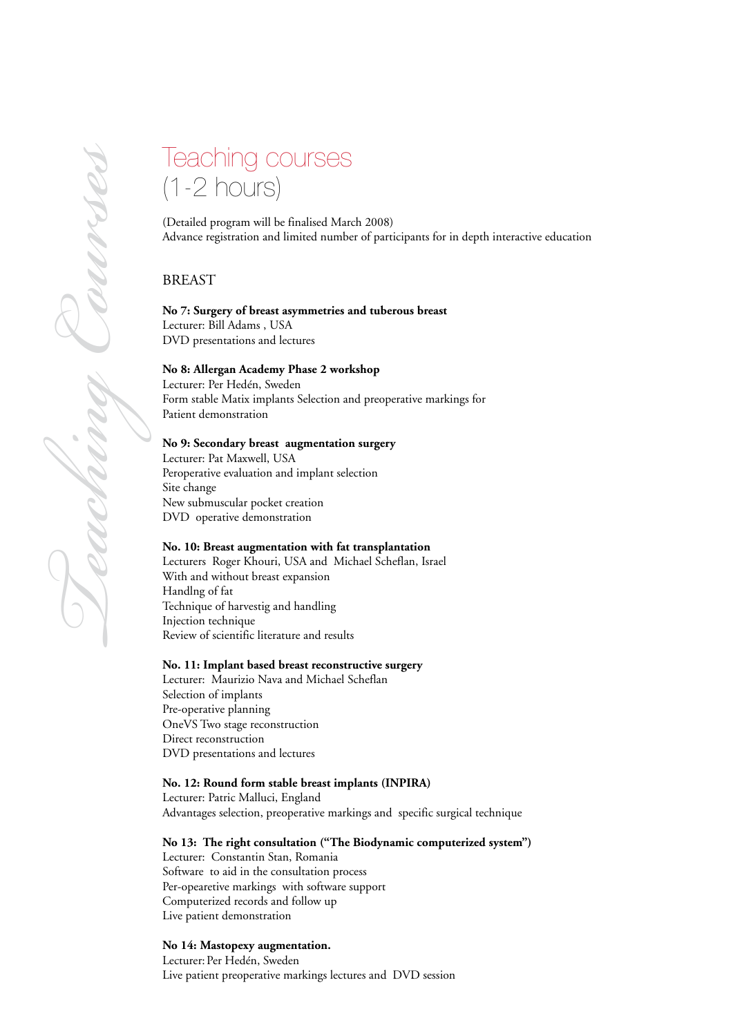*Teaching Courses*

# Teaching courses (1-2 hours)

(Detailed program will be finalised March 2008)
Advance registration and limited number of participants for in depth interactive education

## BREAST

**No 7: Surgery of breast asymmetries and tuberous breast**
Lecturer: Bill Adams , USA
DVD presentations and lectures

**No 8: Allergan Academy Phase 2 workshop**
Lecturer: Per Hedén, Sweden
Form stable Matix implants Selection and preoperative markings for
Patient demonstration

**No 9: Secondary breast augmentation surgery**
Lecturer: Pat Maxwell, USA
Peroperative evaluation and implant selection
Site change
New submuscular pocket creation
DVD operative demonstration

**No. 10: Breast augmentation with fat transplantation**
Lecturers Roger Khouri, USA and Michael Scheflan, Israel
With and without breast expansion
Handlng of fat
Technique of harvestig and handling
Injection technique
Review of scientific literature and results

**No. 11: Implant based breast reconstructive surgery**
Lecturer: Maurizio Nava and Michael Scheflan
Selection of implants
Pre-operative planning
OneVS Two stage reconstruction
Direct reconstruction
DVD presentations and lectures

**No. 12: Round form stable breast implants (INPIRA)**
Lecturer: Patric Malluci, England
Advantages selection, preoperative markings and specific surgical technique

**No 13: The right consultation ("The Biodynamic computerized system")**
Lecturer: Constantin Stan, Romania
Software to aid in the consultation process
Per-opearetive markings with software support
Computerized records and follow up
Live patient demonstration

**No 14: Mastopexy augmentation.**
Lecturer: Per Hedén, Sweden
Live patient preoperative markings lectures and DVD session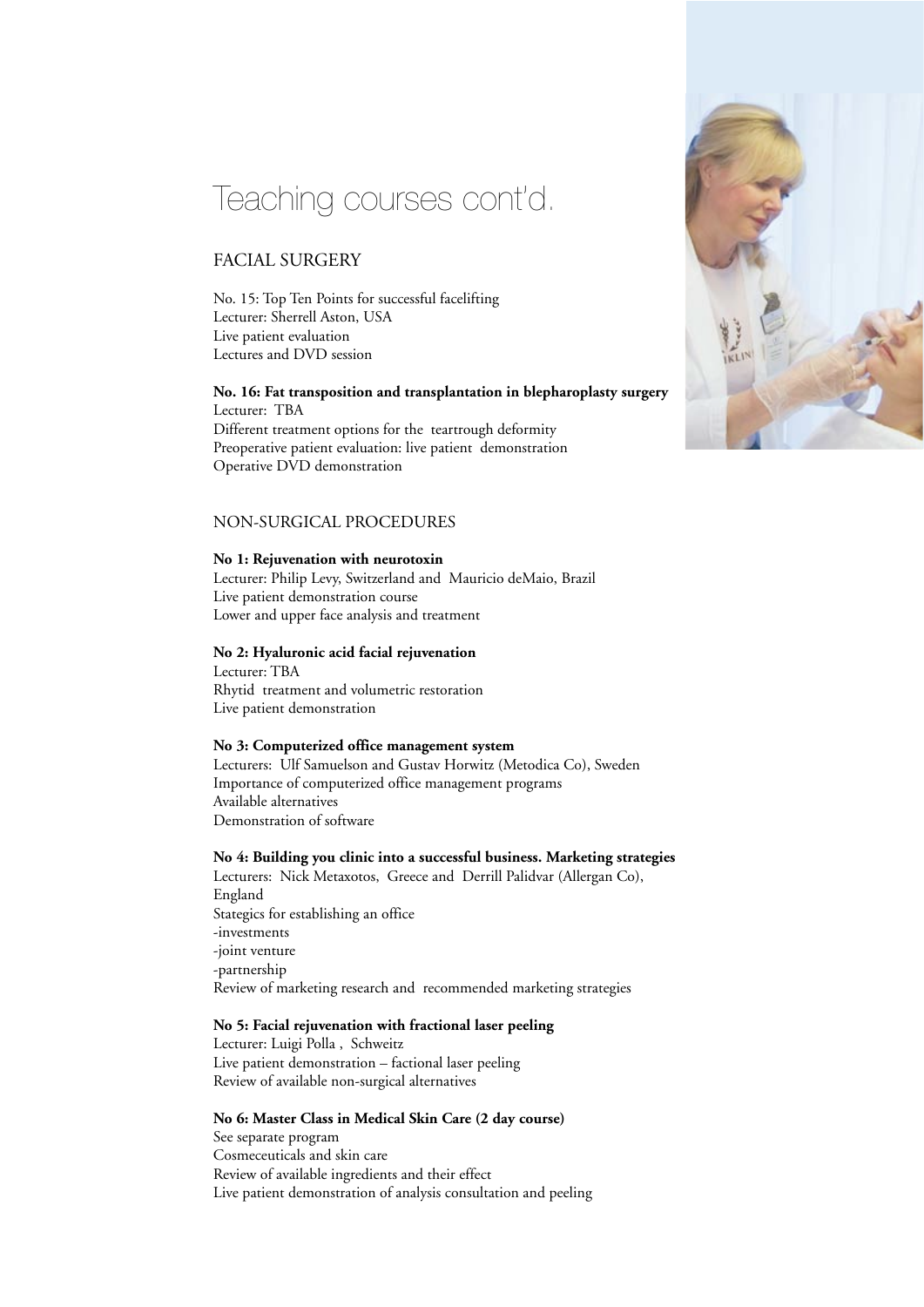# Teaching courses cont'd.

## FACIAL SURGERY

No. 15: Top Ten Points for successful facelifting
Lecturer: Sherrell Aston, USA
Live patient evaluation
Lectures and DVD session

**No. 16: Fat transposition and transplantation in blepharoplasty surgery**
Lecturer: TBA
Different treatment options for the teartrough deformity
Preoperative patient evaluation: live patient demonstration
Operative DVD demonstration

## NON-SURGICAL PROCEDURES

**No 1: Rejuvenation with neurotoxin**
Lecturer: Philip Levy, Switzerland and Mauricio deMaio, Brazil
Live patient demonstration course
Lower and upper face analysis and treatment

**No 2: Hyaluronic acid facial rejuvenation**
Lecturer: TBA
Rhytid treatment and volumetric restoration
Live patient demonstration

**No 3: Computerized office management system**
Lecturers: Ulf Samuelson and Gustav Horwitz (Metodica Co), Sweden
Importance of computerized office management programs
Available alternatives
Demonstration of software

**No 4: Building you clinic into a successful business. Marketing strategies**
Lecturers: Nick Metaxotos, Greece and Derrill Palidvar (Allergan Co), England
Stategics for establishing an office
-investments
-joint venture
-partnership
Review of marketing research and recommended marketing strategies

**No 5: Facial rejuvenation with fractional laser peeling**
Lecturer: Luigi Polla , Schweitz
Live patient demonstration – factional laser peeling
Review of available non-surgical alternatives

**No 6: Master Class in Medical Skin Care (2 day course)**
See separate program
Cosmeceuticals and skin care
Review of available ingredients and their effect
Live patient demonstration of analysis consultation and peeling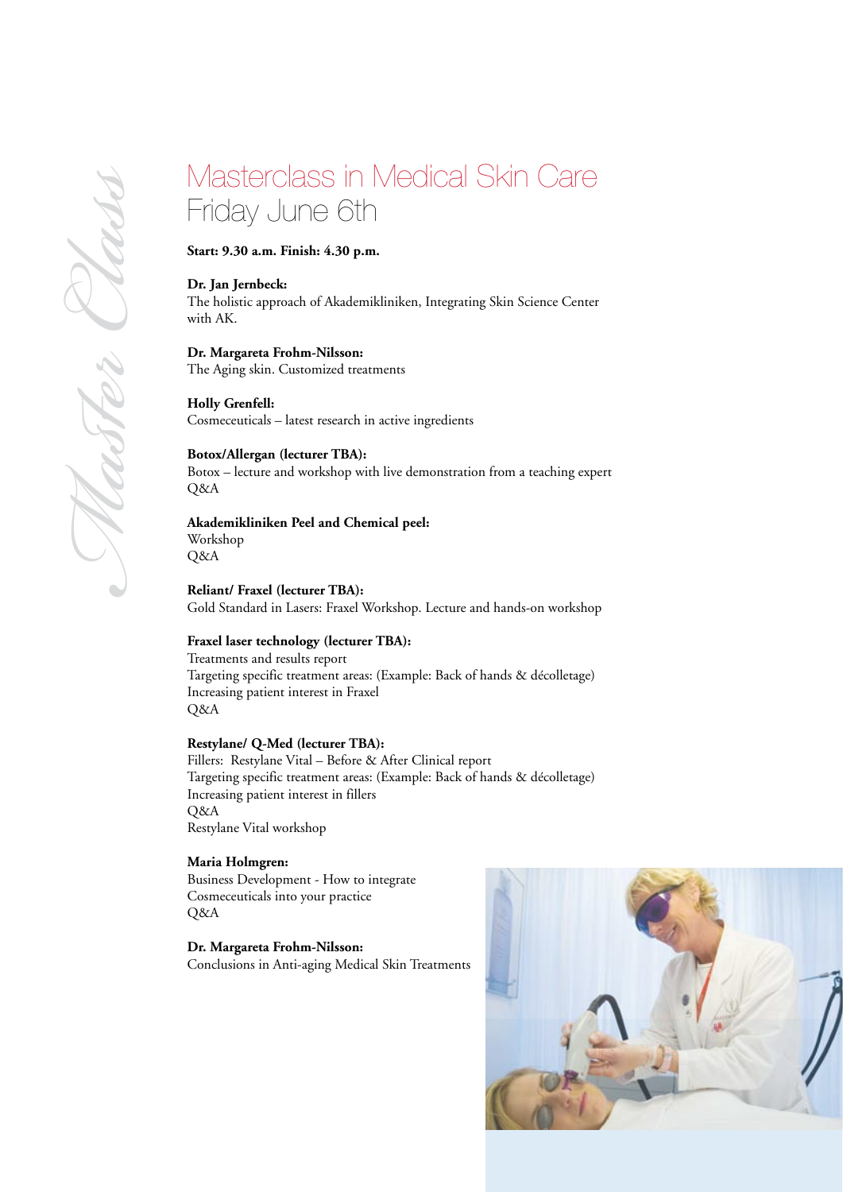*Master Class*

# Masterclass in Medical Skin Care

## Friday June 6th

**Start: 9.30 a.m. Finish: 4.30 p.m.**

**Dr. Jan Jernbeck:**
The holistic approach of Akademikliniken, Integrating Skin Science Center with AK.

**Dr. Margareta Frohm-Nilsson:**
The Aging skin. Customized treatments

**Holly Grenfell:**
Cosmeceuticals – latest research in active ingredients

**Botox/Allergan (lecturer TBA):**
Botox – lecture and workshop with live demonstration from a teaching expert
Q&A

**Akademikliniken Peel and Chemical peel:**
Workshop
Q&A

**Reliant/ Fraxel (lecturer TBA):**
Gold Standard in Lasers: Fraxel Workshop. Lecture and hands-on workshop

**Fraxel laser technology (lecturer TBA):**
Treatments and results report
Targeting specific treatment areas: (Example: Back of hands & décolletage)
Increasing patient interest in Fraxel
Q&A

**Restylane/ Q-Med (lecturer TBA):**
Fillers: Restylane Vital – Before & After Clinical report
Targeting specific treatment areas: (Example: Back of hands & décolletage)
Increasing patient interest in fillers
Q&A
Restylane Vital workshop

**Maria Holmgren:**
Business Development - How to integrate Cosmeceuticals into your practice
Q&A

**Dr. Margareta Frohm-Nilsson:**
Conclusions in Anti-aging Medical Skin Treatments